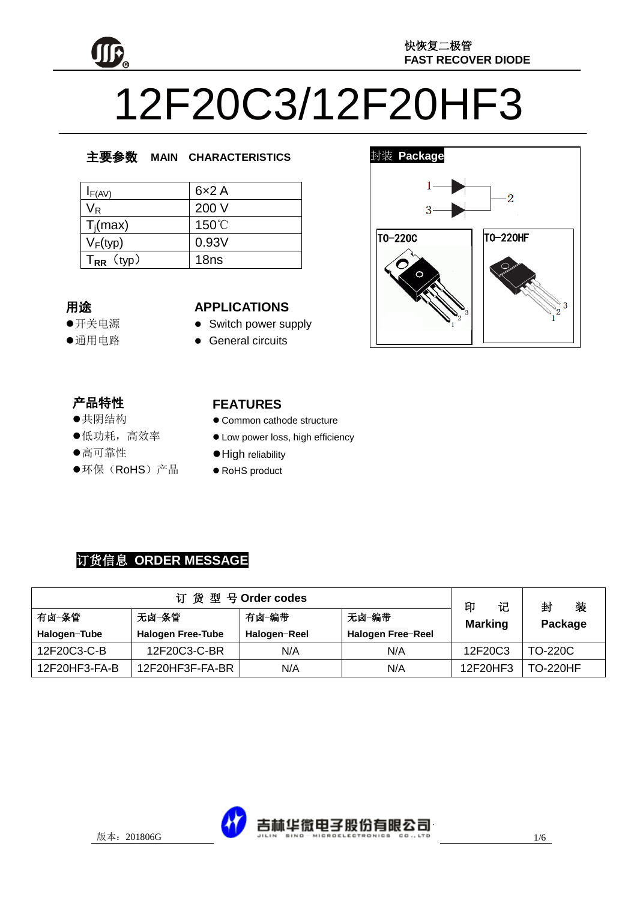快恢复二极管
FAST RECOVER DIODE

# 12F20C3/12F20HF3

## 主要参数 MAIN CHARACTERISTICS

| | |
|---|---|
| $I_{F(AV)}$ | 6×2 A |
| $V_R$ | 200 V |
| $T_j$(max) | 150℃ |
| $V_F$(typ) | 0.93V |
| $T_{RR}$（typ） | 18ns |

## 封装 Package

1, 2, 3

TO-220C　TO-220HF

## 用途

- 开关电源
- 通用电路

## APPLICATIONS

- Switch power supply
- General circuits

## 产品特性

- 共阴结构
- 低功耗，高效率
- 高可靠性
- 环保（RoHS）产品

## FEATURES

- Common cathode structure
- Low power loss, high efficiency
- High reliability
- RoHS product

## 订货信息 ORDER MESSAGE

| 订 货 型 号 Order codes | | | | 印 记 Marking | 封 装 Package |
|---|---|---|---|---|---|
| 有卤-条管 Halogen-Tube | 无卤-条管 Halogen Free-Tube | 有卤-编带 Halogen-Reel | 无卤-编带 Halogen Free-Reel | | |
| 12F20C3-C-B | 12F20C3-C-BR | N/A | N/A | 12F20C3 | TO-220C |
| 12F20HF3-FA-B | 12F20HF3F-FA-BR | N/A | N/A | 12F20HF3 | TO-220HF |

版本：201806G

吉林华微电子股份有限公司 JILIN SINO-MICROELECTRONICS CO., LTD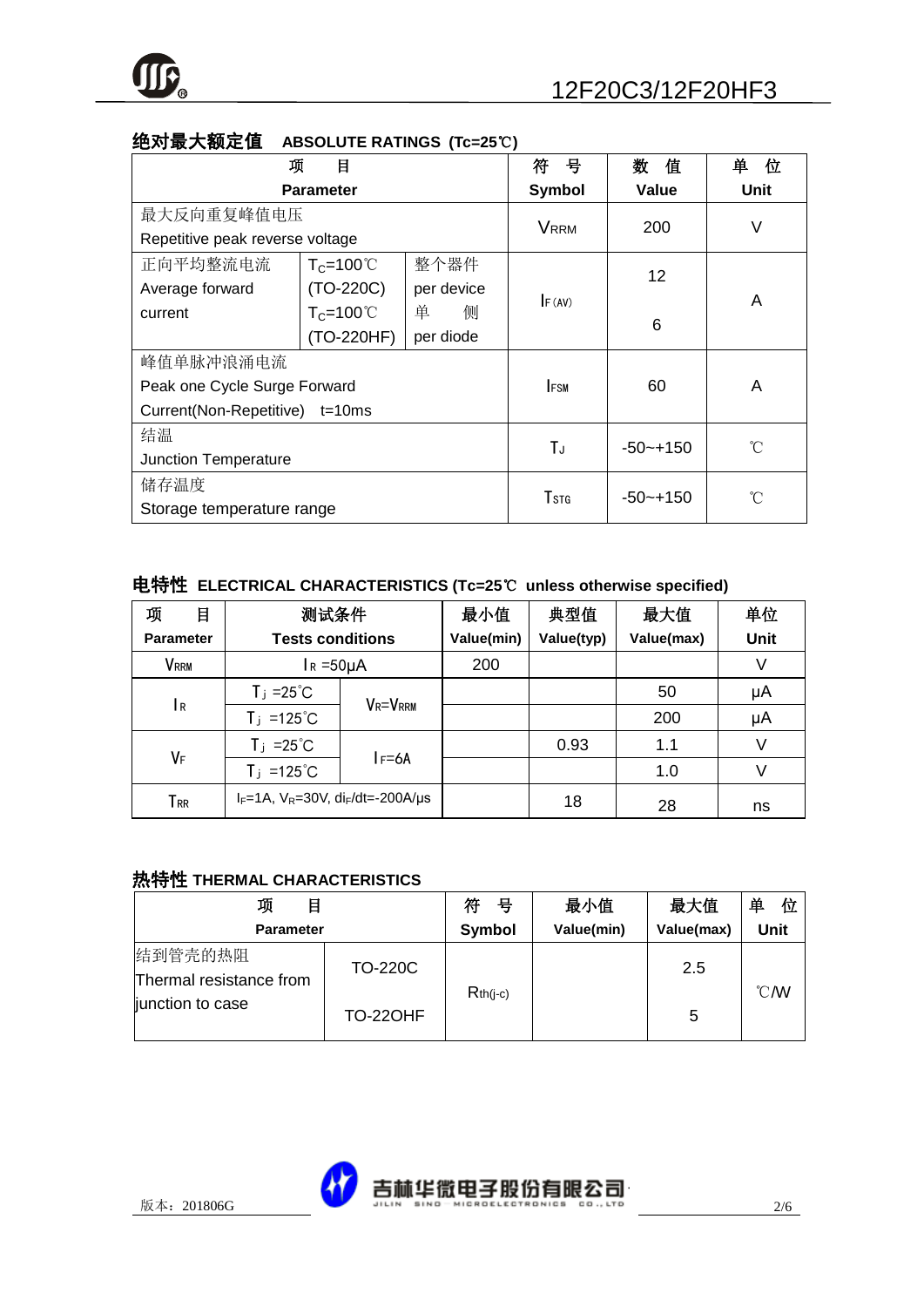## 绝对最大额定值 ABSOLUTE RATINGS (Tc=25℃)

| 项 目 Parameter | | | 符 号 Symbol | 数 值 Value | 单 位 Unit |
|---|---|---|---|---|---|
| 最大反向重复峰值电压 Repetitive peak reverse voltage | | | $V_{RRM}$ | 200 | V |
| 正向平均整流电流 Average forward current | $T_C$=100℃ (TO-220C) | 整个器件 per device | $I_{F(AV)}$ | 12 | A |
| | $T_C$=100℃ (TO-220HF) | 单 侧 per diode | | 6 | |
| 峰值单脉冲浪涌电流 Peak one Cycle Surge Forward Current(Non-Repetitive) t=10ms | | | $I_{FSM}$ | 60 | A |
| 结温 Junction Temperature | | | $T_J$ | -50~+150 | ℃ |
| 储存温度 Storage temperature range | | | $T_{STG}$ | -50~+150 | ℃ |

## 电特性 ELECTRICAL CHARACTERISTICS (Tc=25℃ unless otherwise specified)

| 项 目 Parameter | 测试条件 Tests conditions | | 最小值 Value(min) | 典型值 Value(typ) | 最大值 Value(max) | 单位 Unit |
|---|---|---|---|---|---|---|
| $V_{RRM}$ | $I_R$ =50μA | | 200 | | | V |
| $I_R$ | $T_j$ =25℃ | $V_R$=$V_{RRM}$ | | | 50 | μA |
| | $T_j$ =125℃ | | | | 200 | μA |
| $V_F$ | $T_j$ =25℃ | $I_F$=6A | | 0.93 | 1.1 | V |
| | $T_j$ =125℃ | | | | 1.0 | V |
| $T_{RR}$ | $I_F$=1A, $V_R$=30V, $di_F/dt$=-200A/μs | | | 18 | 28 | ns |

## 热特性 THERMAL CHARACTERISTICS

| 项 目 Parameter | | 符 号 Symbol | 最小值 Value(min) | 最大值 Value(max) | 单 位 Unit |
|---|---|---|---|---|---|
| 结到管壳的热阻 Thermal resistance from junction to case | TO-220C | $R_{th(j-c)}$ | | 2.5 | ℃/W |
| | TO-22OHF | | | 5 | |

版本：201806G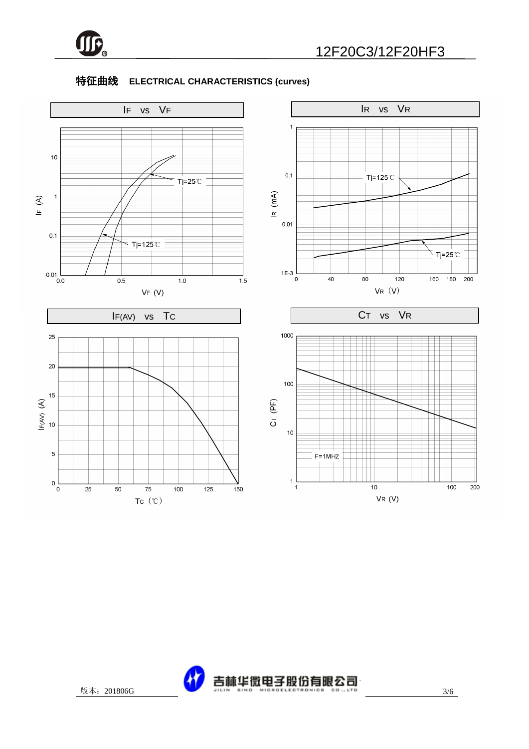## 特征曲线 ELECTRICAL CHARACTERISTICS (curves)

**$I_F$ vs $V_F$**

$I_F$ (A) — $V_F$ (V)

Tj=25℃

Tj=125℃

**$I_R$ vs $V_R$**

$I_R$ (mA) — $V_R$ (V)

Tj=125℃

Tj=25℃

**$I_{F(AV)}$ vs $T_C$**

$I_{F(AV)}$ (A) — $T_C$ (℃)

**$C_T$ vs $V_R$**

$C_T$ (PF) — $V_R$ (V)

F=1MHZ

版本：201806G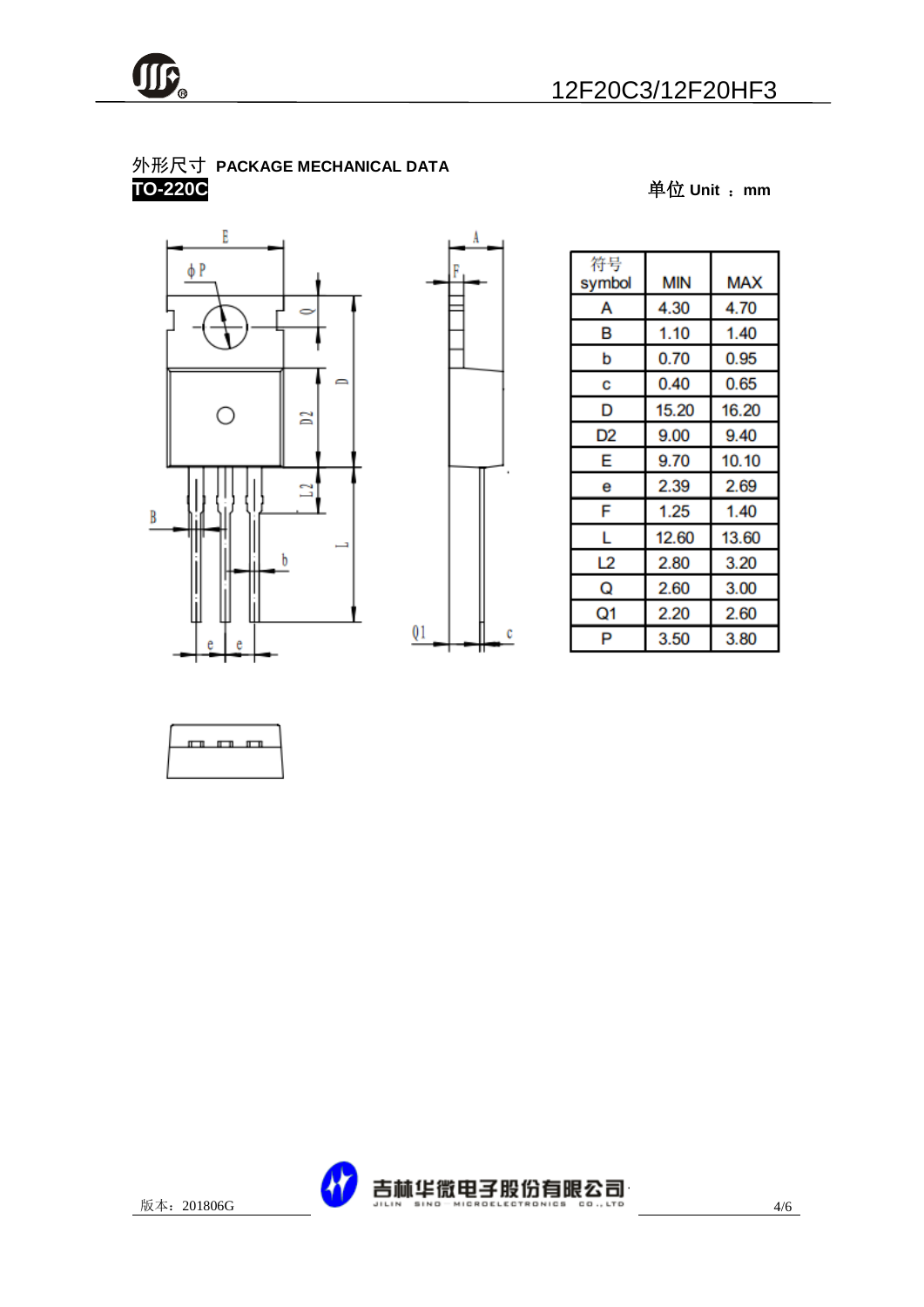## 外形尺寸 PACKAGE MECHANICAL DATA

**TO-220C**

单位 Unit ： mm

| 符号 symbol | MIN | MAX |
|---|---|---|
| A | 4.30 | 4.70 |
| B | 1.10 | 1.40 |
| b | 0.70 | 0.95 |
| c | 0.40 | 0.65 |
| D | 15.20 | 16.20 |
| D2 | 9.00 | 9.40 |
| E | 9.70 | 10.10 |
| e | 2.39 | 2.69 |
| F | 1.25 | 1.40 |
| L | 12.60 | 13.60 |
| L2 | 2.80 | 3.20 |
| Q | 2.60 | 3.00 |
| Q1 | 2.20 | 2.60 |
| P | 3.50 | 3.80 |

版本：201806G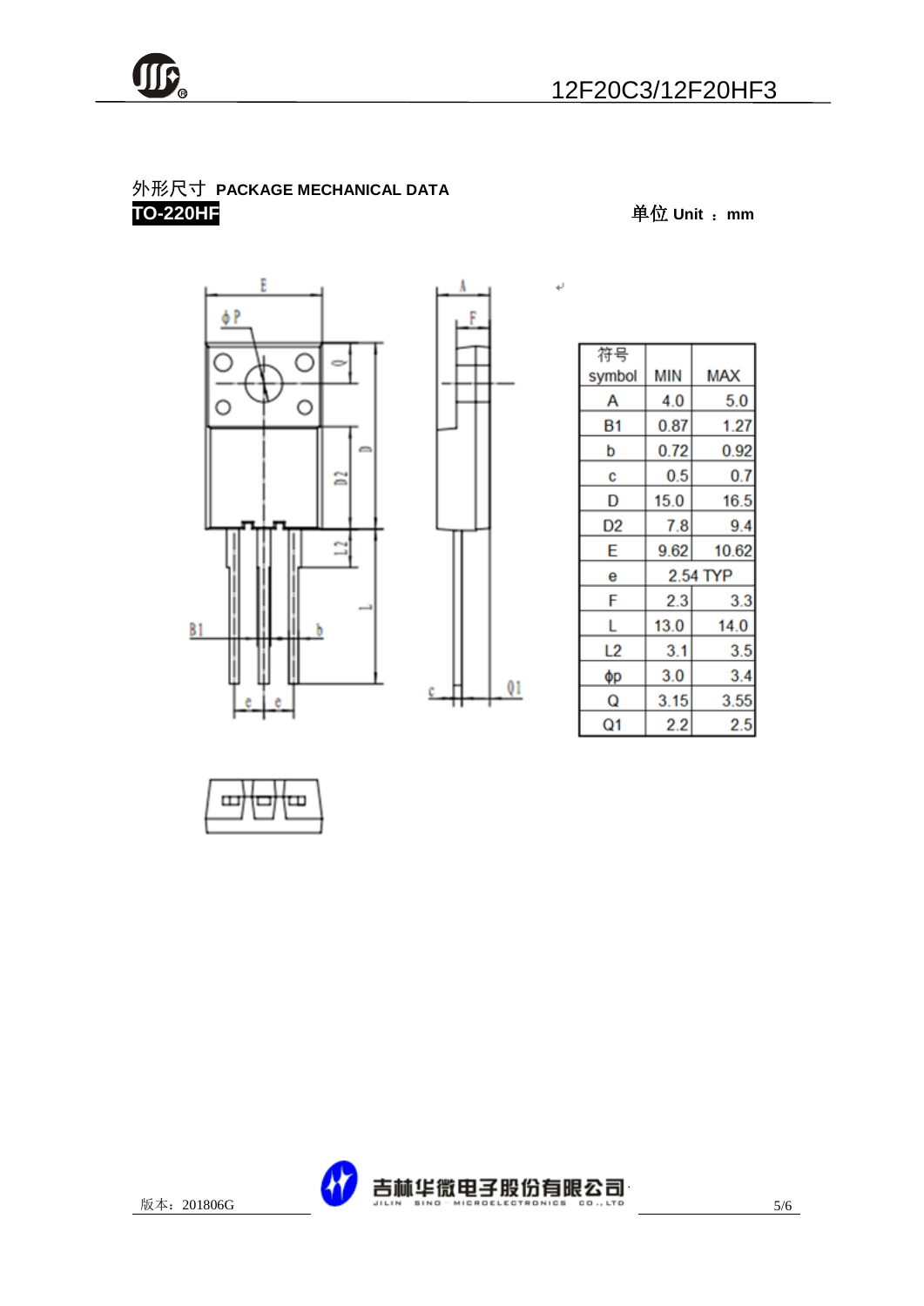## 外形尺寸 PACKAGE MECHANICAL DATA

**TO-220HF**

单位 Unit ：mm

| 符号 symbol | MIN | MAX |
|---|---|---|
| A | 4.0 | 5.0 |
| B1 | 0.87 | 1.27 |
| b | 0.72 | 0.92 |
| c | 0.5 | 0.7 |
| D | 15.0 | 16.5 |
| D2 | 7.8 | 9.4 |
| E | 9.62 | 10.62 |
| e | 2.54 TYP | |
| F | 2.3 | 3.3 |
| L | 13.0 | 14.0 |
| L2 | 3.1 | 3.5 |
| ϕp | 3.0 | 3.4 |
| Q | 3.15 | 3.55 |
| Q1 | 2.2 | 2.5 |

版本：201806G

吉林华微电子股份有限公司 JILIN SINO MICROELECTRONICS CO., LTD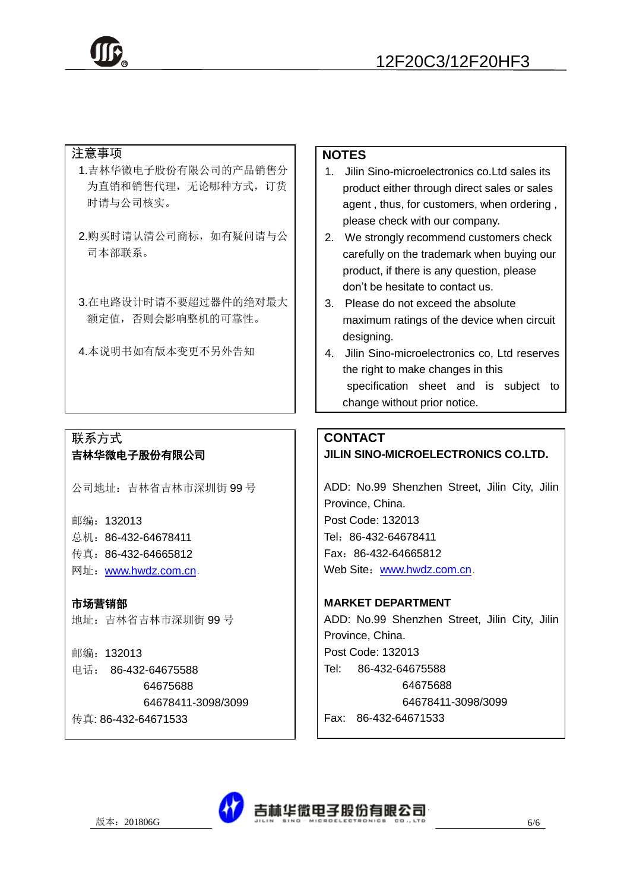## 注意事项

1.吉林华微电子股份有限公司的产品销售分为直销和销售代理，无论哪种方式，订货时请与公司核实。

2.购买时请认清公司商标，如有疑问请与公司本部联系。

3.在电路设计时请不要超过器件的绝对最大额定值，否则会影响整机的可靠性。

4.本说明书如有版本变更不另外告知

## NOTES

1. Jilin Sino-microelectronics co.Ltd sales its product either through direct sales or sales agent , thus, for customers, when ordering , please check with our company.
2. We strongly recommend customers check carefully on the trademark when buying our product, if there is any question, please don't be hesitate to contact us.
3. Please do not exceed the absolute maximum ratings of the device when circuit designing.
4. Jilin Sino-microelectronics co, Ltd reserves the right to make changes in this specification sheet and is subject to change without prior notice.

## 联系方式

**吉林华微电子股份有限公司**

公司地址：吉林省吉林市深圳街 99 号

邮编：132013
总机：86-432-64678411
传真：86-432-64665812
网址：www.hwdz.com.cn

**市场营销部**

地址：吉林省吉林市深圳街 99 号

邮编：132013
电话： 86-432-64675588
64675688
64678411-3098/3099
传真: 86-432-64671533

## CONTACT

**JILIN SINO-MICROELECTRONICS CO.LTD.**

ADD: No.99 Shenzhen Street, Jilin City, Jilin Province, China.
Post Code: 132013
Tel：86-432-64678411
Fax：86-432-64665812
Web Site：www.hwdz.com.cn

**MARKET DEPARTMENT**

ADD: No.99 Shenzhen Street, Jilin City, Jilin Province, China.
Post Code: 132013
Tel: 86-432-64675588
64675688
64678411-3098/3099
Fax: 86-432-64671533

版本：201806G